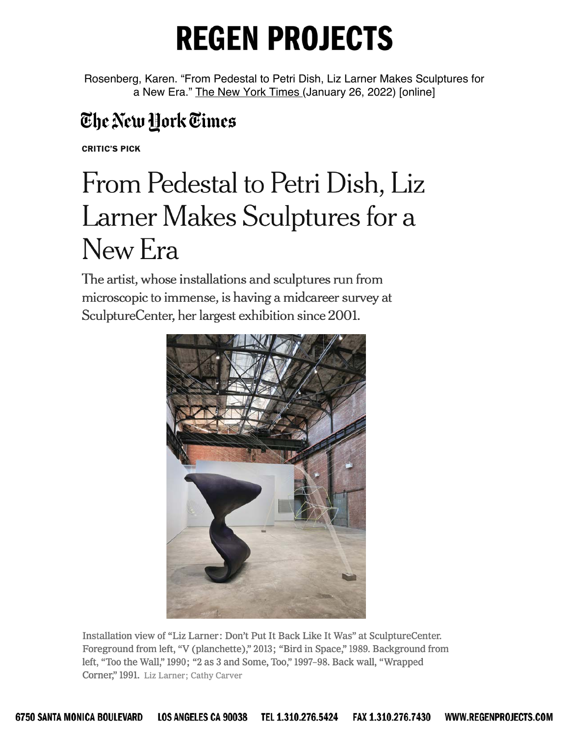# REGEN PROJECTS

Rosenberg, Karen. "From Pedestal to Petri Dish, Liz Larner Makes Sculptures for a New Era." The New York Times (January 26, 2022) [online]

The New York Times

**CRITIC'S PICK**

# From Pedestal to Petri Dish, Liz Larner Makes Sculptures for a New Era

The artist, whose installations and sculptures run from microscopic to immense, is having a midcareer survey at SculptureCenter, her largest exhibition since 2001.

Installation view of "Liz Larner: Don't Put It Back Like It Was" at SculptureCenter. Foreground from left, "V (planchette)," 2013; "Bird in Space," 1989. Background from left, "Too the Wall," 1990; "2 as 3 and Some, Too," 1997–98. Back wall, "Wrapped Corner," 1991. Liz Larner; Cathy Carver

6750 SANTA MONICA BOULEVARD LOS ANGELES CA 90038 TEL 1.310.276.5424 FAX 1.310.276.7430 WWW.REGENPROJECTS.COM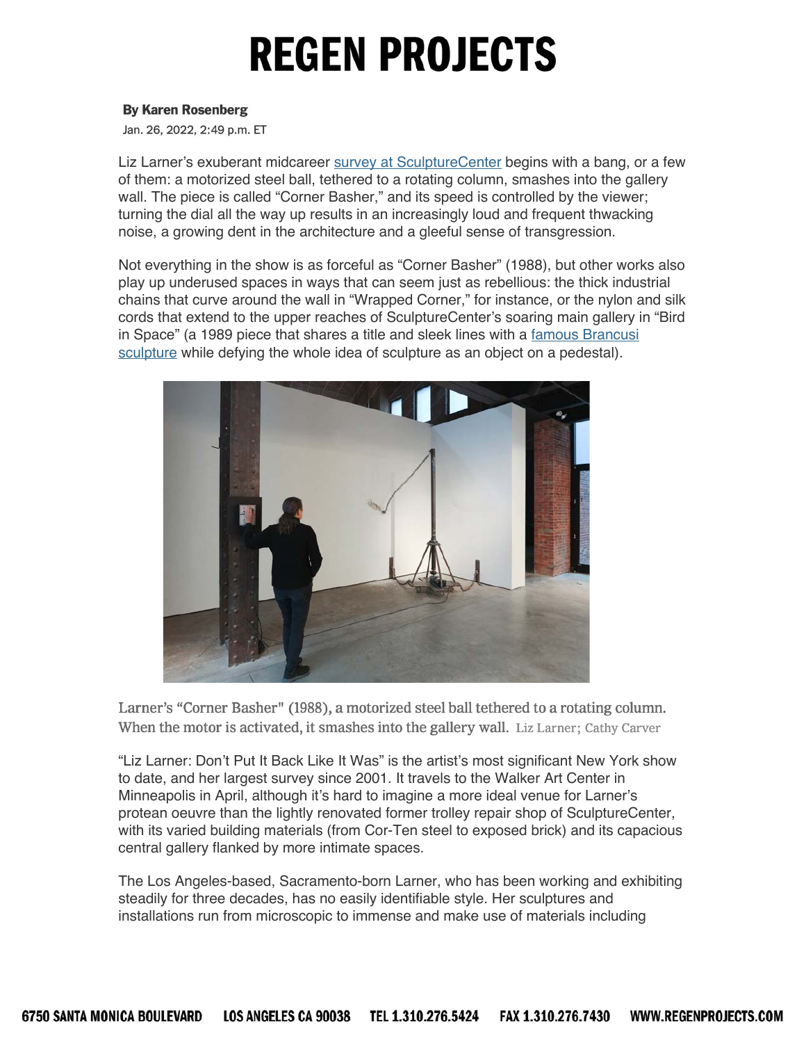**By Karen Rosenberg**

Jan. 26, 2022, 2:49 p.m. ET

Liz Larner's exuberant midcareer survey at SculptureCenter begins with a bang, or a few of them: a motorized steel ball, tethered to a rotating column, smashes into the gallery wall. The piece is called "Corner Basher," and its speed is controlled by the viewer; turning the dial all the way up results in an increasingly loud and frequent thwacking noise, a growing dent in the architecture and a gleeful sense of transgression.

Not everything in the show is as forceful as "Corner Basher" (1988), but other works also play up underused spaces in ways that can seem just as rebellious: the thick industrial chains that curve around the wall in "Wrapped Corner," for instance, or the nylon and silk cords that extend to the upper reaches of SculptureCenter's soaring main gallery in "Bird in Space" (a 1989 piece that shares a title and sleek lines with a famous Brancusi sculpture while defying the whole idea of sculpture as an object on a pedestal).

Larner's "Corner Basher" (1988), a motorized steel ball tethered to a rotating column. When the motor is activated, it smashes into the gallery wall. Liz Larner; Cathy Carver

"Liz Larner: Don't Put It Back Like It Was" is the artist's most significant New York show to date, and her largest survey since 2001. It travels to the Walker Art Center in Minneapolis in April, although it's hard to imagine a more ideal venue for Larner's protean oeuvre than the lightly renovated former trolley repair shop of SculptureCenter, with its varied building materials (from Cor-Ten steel to exposed brick) and its capacious central gallery flanked by more intimate spaces.

The Los Angeles-based, Sacramento-born Larner, who has been working and exhibiting steadily for three decades, has no easily identifiable style. Her sculptures and installations run from microscopic to immense and make use of materials including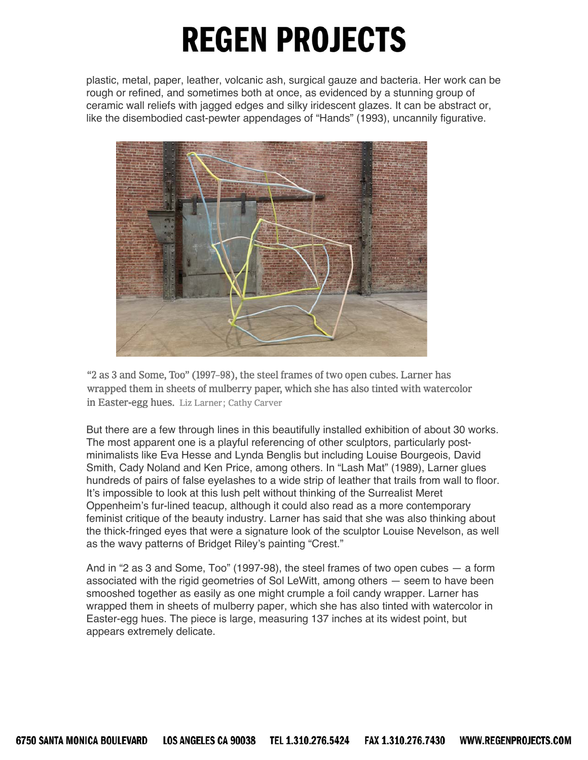plastic, metal, paper, leather, volcanic ash, surgical gauze and bacteria. Her work can be rough or refined, and sometimes both at once, as evidenced by a stunning group of ceramic wall reliefs with jagged edges and silky iridescent glazes. It can be abstract or, like the disembodied cast-pewter appendages of "Hands" (1993), uncannily figurative.

"2 as 3 and Some, Too" (1997–98), the steel frames of two open cubes. Larner has wrapped them in sheets of mulberry paper, which she has also tinted with watercolor in Easter-egg hues. Liz Larner; Cathy Carver

But there are a few through lines in this beautifully installed exhibition of about 30 works. The most apparent one is a playful referencing of other sculptors, particularly post-minimalists like Eva Hesse and Lynda Benglis but including Louise Bourgeois, David Smith, Cady Noland and Ken Price, among others. In "Lash Mat" (1989), Larner glues hundreds of pairs of false eyelashes to a wide strip of leather that trails from wall to floor. It's impossible to look at this lush pelt without thinking of the Surrealist Meret Oppenheim's fur-lined teacup, although it could also read as a more contemporary feminist critique of the beauty industry. Larner has said that she was also thinking about the thick-fringed eyes that were a signature look of the sculptor Louise Nevelson, as well as the wavy patterns of Bridget Riley's painting "Crest."

And in "2 as 3 and Some, Too" (1997-98), the steel frames of two open cubes — a form associated with the rigid geometries of Sol LeWitt, among others — seem to have been smooshed together as easily as one might crumple a foil candy wrapper. Larner has wrapped them in sheets of mulberry paper, which she has also tinted with watercolor in Easter-egg hues. The piece is large, measuring 137 inches at its widest point, but appears extremely delicate.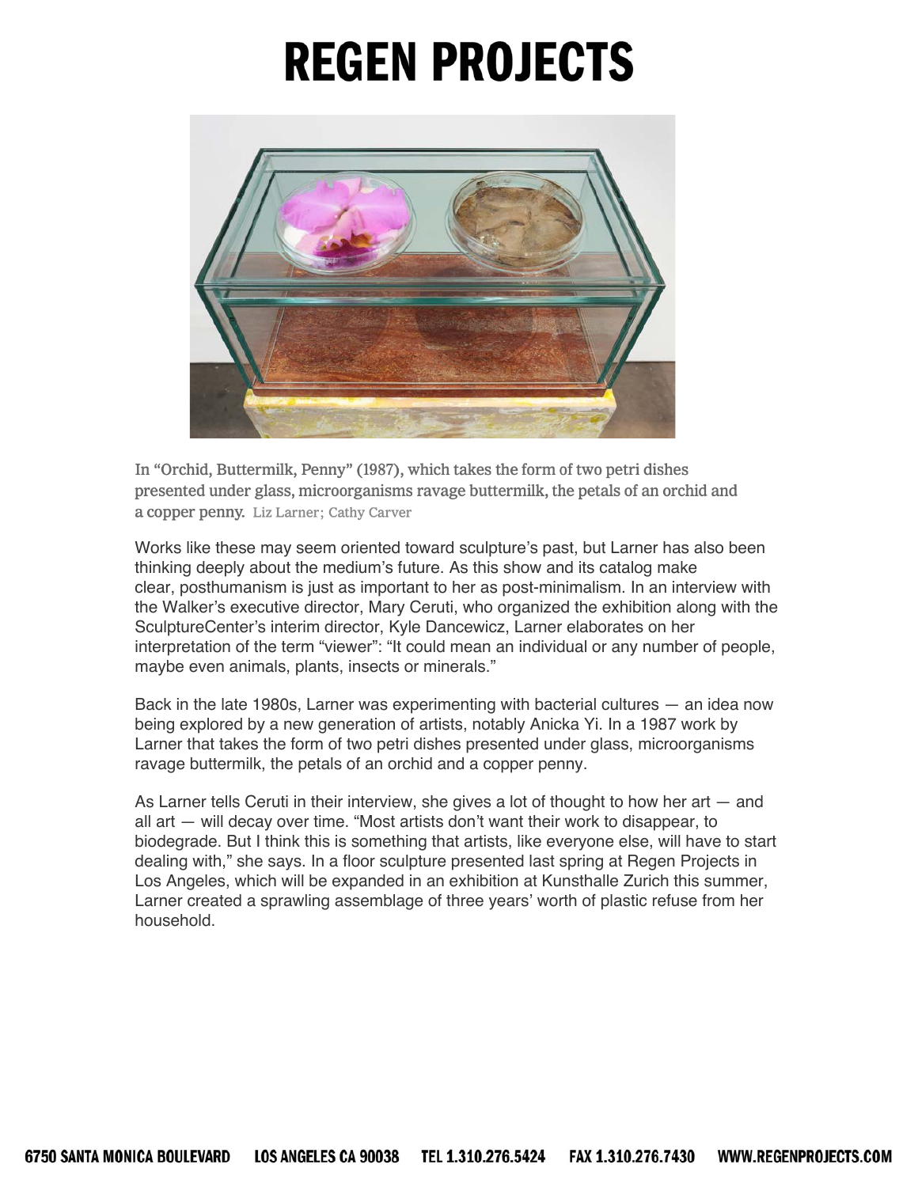In "Orchid, Buttermilk, Penny" (1987), which takes the form of two petri dishes presented under glass, microorganisms ravage buttermilk, the petals of an orchid and a copper penny. Liz Larner; Cathy Carver

Works like these may seem oriented toward sculpture's past, but Larner has also been thinking deeply about the medium's future. As this show and its catalog make clear, posthumanism is just as important to her as post-minimalism. In an interview with the Walker's executive director, Mary Ceruti, who organized the exhibition along with the SculptureCenter's interim director, Kyle Dancewicz, Larner elaborates on her interpretation of the term "viewer": "It could mean an individual or any number of people, maybe even animals, plants, insects or minerals."

Back in the late 1980s, Larner was experimenting with bacterial cultures — an idea now being explored by a new generation of artists, notably Anicka Yi. In a 1987 work by Larner that takes the form of two petri dishes presented under glass, microorganisms ravage buttermilk, the petals of an orchid and a copper penny.

As Larner tells Ceruti in their interview, she gives a lot of thought to how her art — and all art — will decay over time. "Most artists don't want their work to disappear, to biodegrade. But I think this is something that artists, like everyone else, will have to start dealing with," she says. In a floor sculpture presented last spring at Regen Projects in Los Angeles, which will be expanded in an exhibition at Kunsthalle Zurich this summer, Larner created a sprawling assemblage of three years' worth of plastic refuse from her household.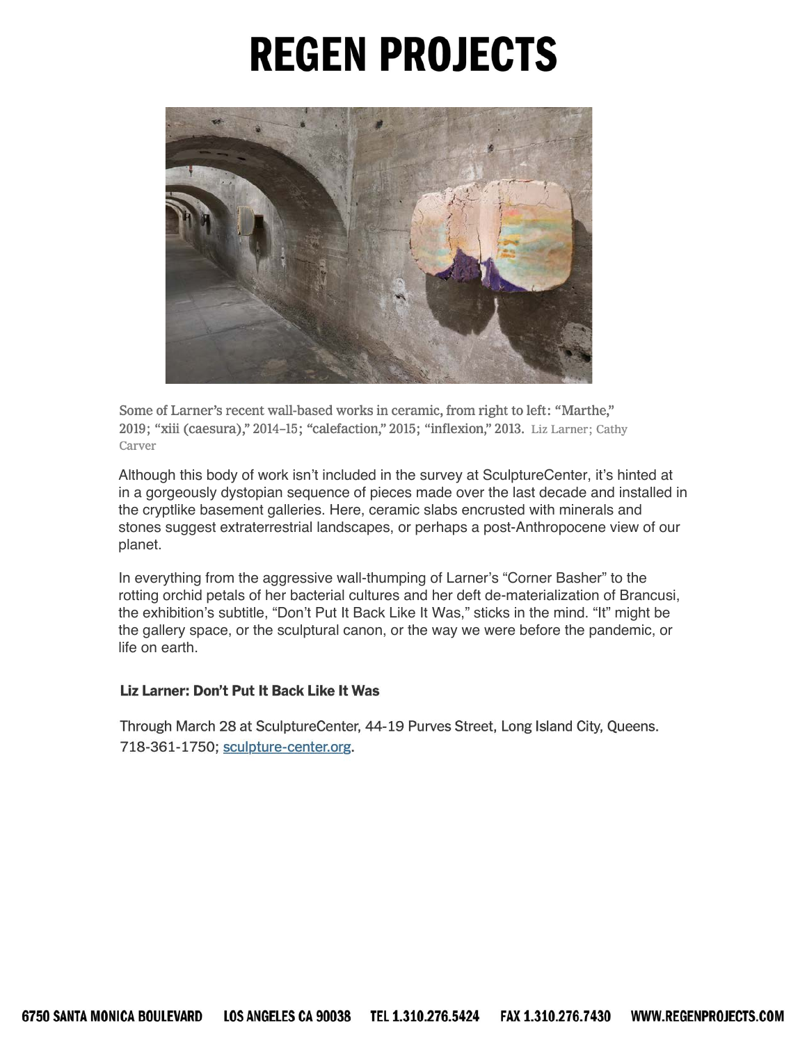Some of Larner's recent wall-based works in ceramic, from right to left: "Marthe," 2019; "xiii (caesura)," 2014–15; "calefaction," 2015; "inflexion," 2013. Liz Larner; Cathy Carver

Although this body of work isn't included in the survey at SculptureCenter, it's hinted at in a gorgeously dystopian sequence of pieces made over the last decade and installed in the cryptlike basement galleries. Here, ceramic slabs encrusted with minerals and stones suggest extraterrestrial landscapes, or perhaps a post-Anthropocene view of our planet.

In everything from the aggressive wall-thumping of Larner's "Corner Basher" to the rotting orchid petals of her bacterial cultures and her deft de-materialization of Brancusi, the exhibition's subtitle, "Don't Put It Back Like It Was," sticks in the mind. "It" might be the gallery space, or the sculptural canon, or the way we were before the pandemic, or life on earth.

**Liz Larner: Don't Put It Back Like It Was**

Through March 28 at SculptureCenter, 44-19 Purves Street, Long Island City, Queens. 718-361-1750; sculpture-center.org.